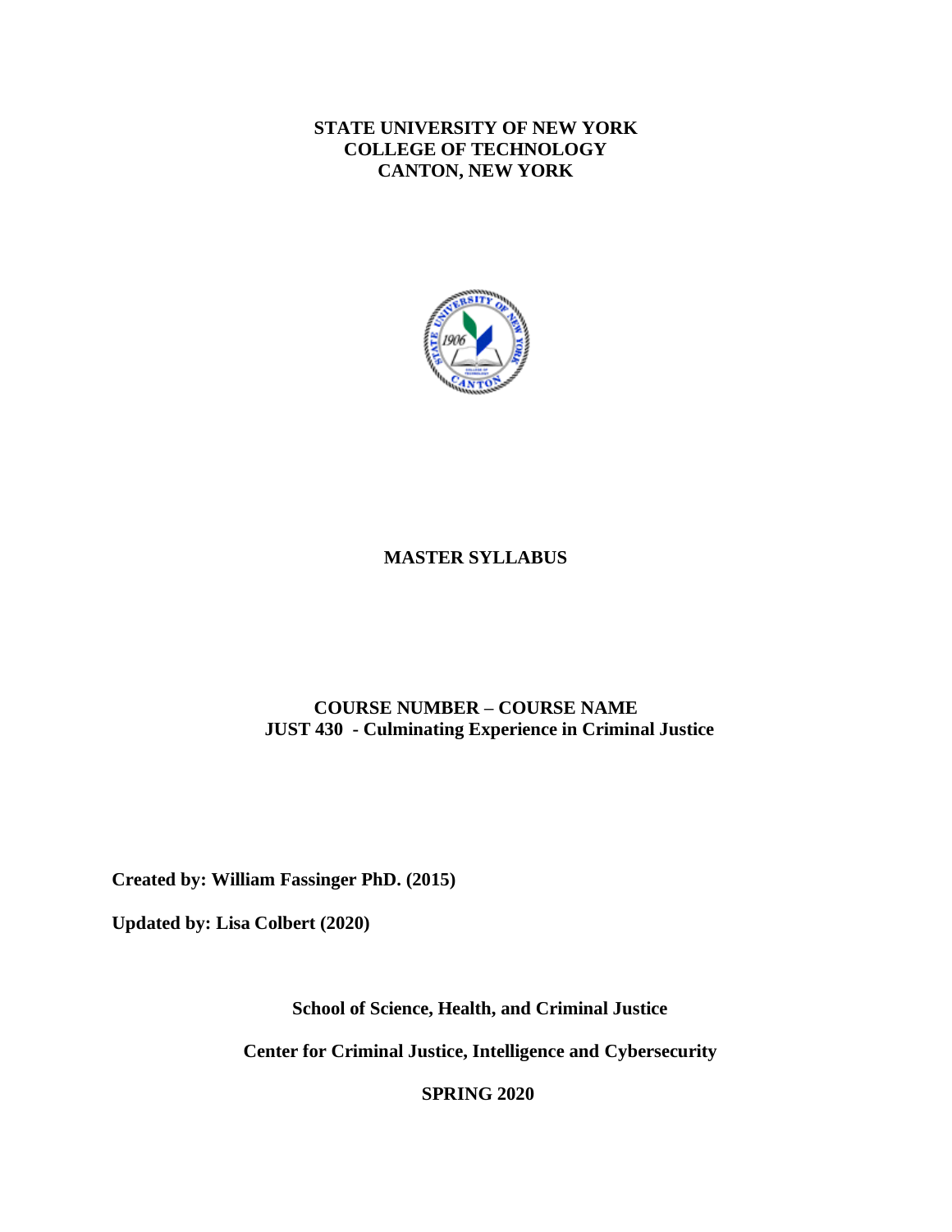**STATE UNIVERSITY OF NEW YORK**
**COLLEGE OF TECHNOLOGY**
**CANTON, NEW YORK**

# MASTER SYLLABUS

## COURSE NUMBER – COURSE NAME
## JUST 430 - Culminating Experience in Criminal Justice

**Created by: William Fassinger PhD. (2015)**

**Updated by: Lisa Colbert (2020)**

**School of Science, Health, and Criminal Justice**

**Center for Criminal Justice, Intelligence and Cybersecurity**

**SPRING 2020**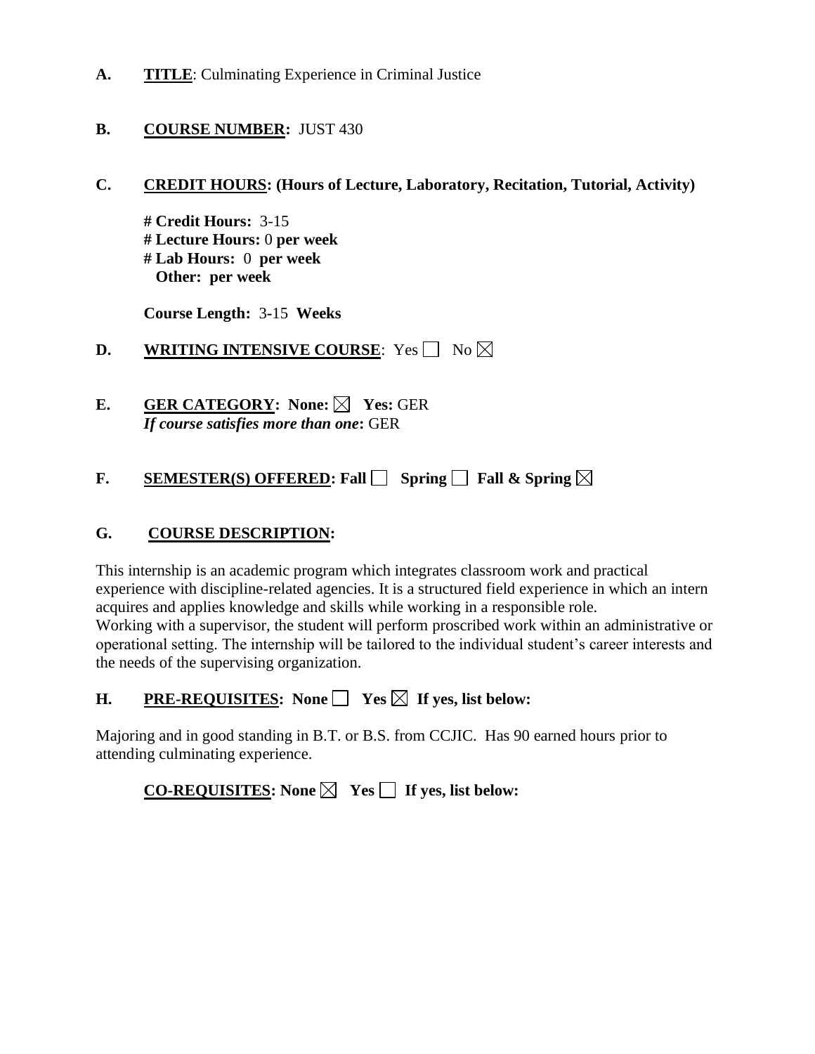**A.** **TITLE**: Culminating Experience in Criminal Justice

**B.** **COURSE NUMBER:** JUST 430

**C.** **CREDIT HOURS: (Hours of Lecture, Laboratory, Recitation, Tutorial, Activity)**

**# Credit Hours:** 3-15
**# Lecture Hours:** 0 **per week**
**# Lab Hours:** 0 **per week**
**Other: per week**

**Course Length:** 3-15 **Weeks**

**D.** **WRITING INTENSIVE COURSE**: Yes ☐ No ☒

**E.** **GER CATEGORY: None:** ☒ **Yes:** GER
***If course satisfies more than one*:** GER

**F.** **SEMESTER(S) OFFERED: Fall** ☐ **Spring** ☐ **Fall & Spring** ☒

**G.** **COURSE DESCRIPTION:**

This internship is an academic program which integrates classroom work and practical experience with discipline-related agencies. It is a structured field experience in which an intern acquires and applies knowledge and skills while working in a responsible role.
Working with a supervisor, the student will perform proscribed work within an administrative or operational setting. The internship will be tailored to the individual student's career interests and the needs of the supervising organization.

**H.** **PRE-REQUISITES: None** ☐ **Yes** ☒ **If yes, list below:**

Majoring and in good standing in B.T. or B.S. from CCJIC. Has 90 earned hours prior to attending culminating experience.

**CO-REQUISITES: None** ☒ **Yes** ☐ **If yes, list below:**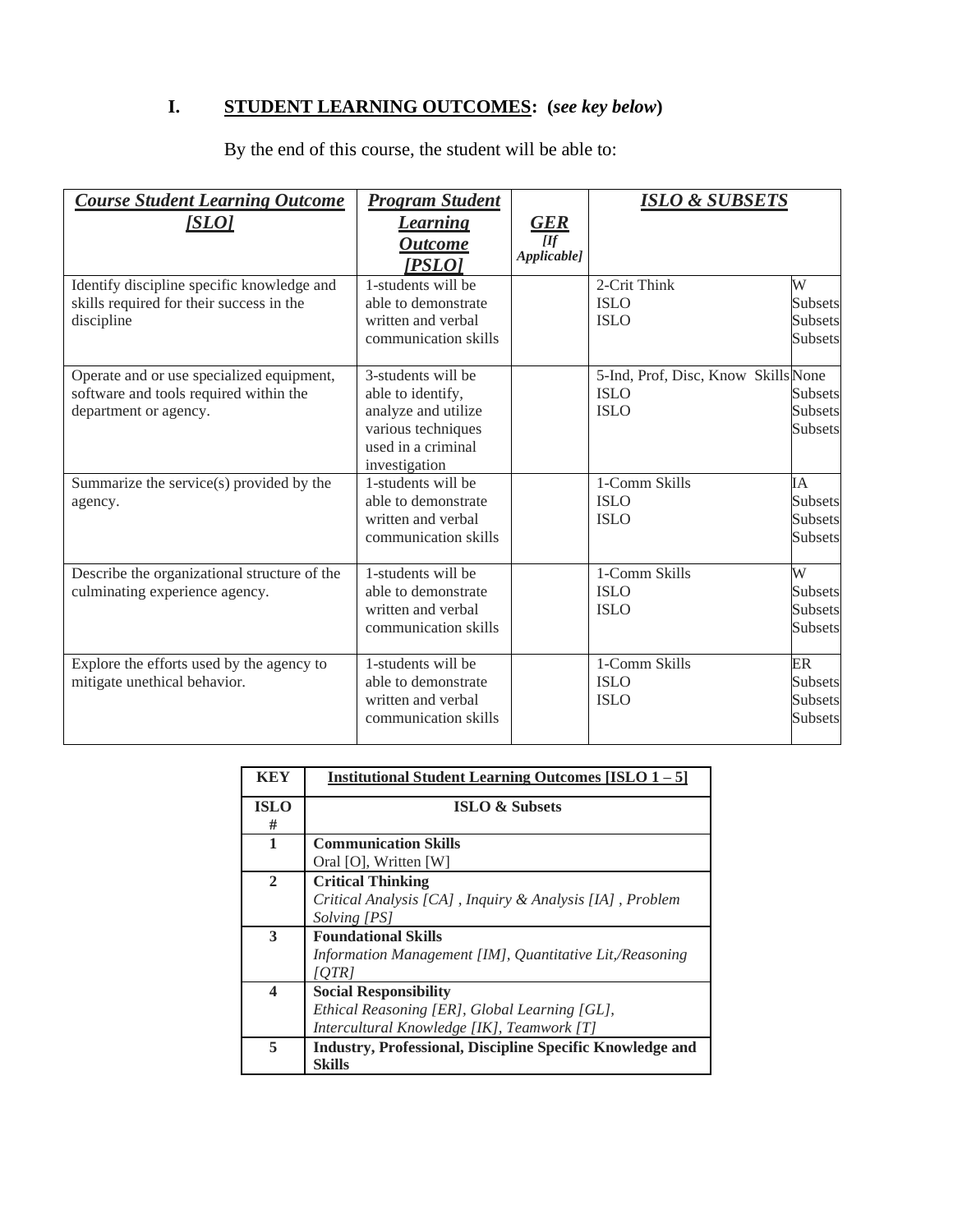## I. STUDENT LEARNING OUTCOMES: (*see key below*)

By the end of this course, the student will be able to:

| ***Course Student Learning Outcome [SLO]*** | ***Program Student Learning Outcome [PSLO]*** | ***GER*** *[If Applicable]* | ***ISLO & SUBSETS*** | |
|---|---|---|---|---|
| Identify discipline specific knowledge and skills required for their success in the discipline | 1-students will be able to demonstrate written and verbal communication skills | | 2-Crit Think<br>ISLO<br>ISLO | W<br>Subsets<br>Subsets<br>Subsets |
| Operate and or use specialized equipment, software and tools required within the department or agency. | 3-students will be able to identify, analyze and utilize various techniques used in a criminal investigation | | 5-Ind, Prof, Disc, Know Skills<br>ISLO<br>ISLO | None<br>Subsets<br>Subsets<br>Subsets |
| Summarize the service(s) provided by the agency. | 1-students will be able to demonstrate written and verbal communication skills | | 1-Comm Skills<br>ISLO<br>ISLO | IA<br>Subsets<br>Subsets<br>Subsets |
| Describe the organizational structure of the culminating experience agency. | 1-students will be able to demonstrate written and verbal communication skills | | 1-Comm Skills<br>ISLO<br>ISLO | W<br>Subsets<br>Subsets<br>Subsets |
| Explore the efforts used by the agency to mitigate unethical behavior. | 1-students will be able to demonstrate written and verbal communication skills | | 1-Comm Skills<br>ISLO<br>ISLO | ER<br>Subsets<br>Subsets<br>Subsets |

| **KEY** | **Institutional Student Learning Outcomes [ISLO 1 – 5]** |
|---|---|
| **ISLO #** | **ISLO & Subsets** |
| **1** | **Communication Skills**<br>Oral [O], Written [W] |
| **2** | **Critical Thinking**<br>*Critical Analysis [CA] , Inquiry & Analysis [IA] , Problem Solving [PS]* |
| **3** | **Foundational Skills**<br>*Information Management [IM], Quantitative Lit,/Reasoning [QTR]* |
| **4** | **Social Responsibility**<br>*Ethical Reasoning [ER], Global Learning [GL], Intercultural Knowledge [IK], Teamwork [T]* |
| **5** | **Industry, Professional, Discipline Specific Knowledge and Skills** |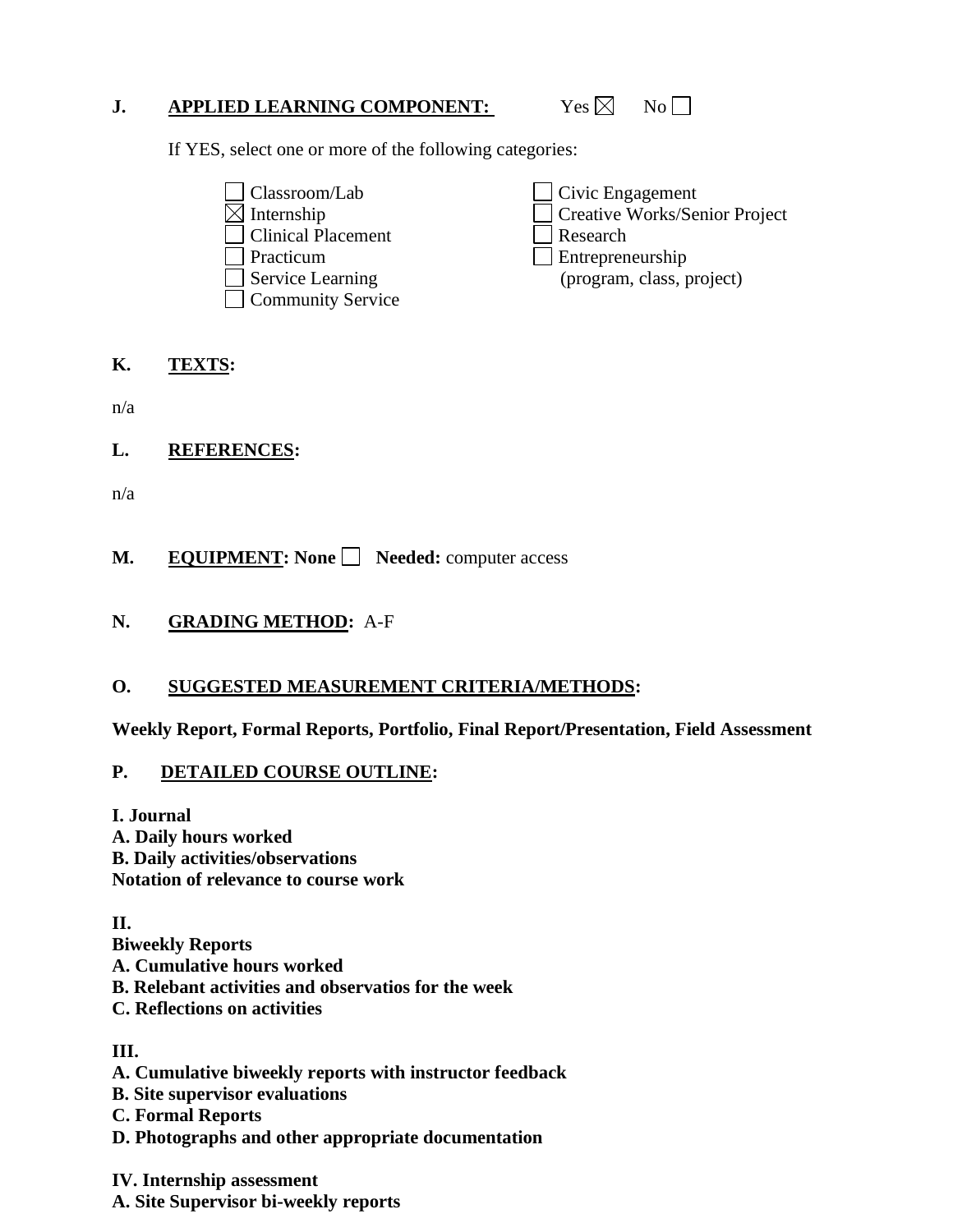**J. APPLIED LEARNING COMPONENT:** Yes ☒ No ☐

If YES, select one or more of the following categories:

☐ Classroom/Lab
☒ Internship
☐ Clinical Placement
☐ Practicum
☐ Service Learning
☐ Community Service
☐ Civic Engagement
☐ Creative Works/Senior Project
☐ Research
☐ Entrepreneurship (program, class, project)

**K. TEXTS:**

n/a

**L. REFERENCES:**

n/a

**M. EQUIPMENT: None** ☐ **Needed:** computer access

**N. GRADING METHOD:** A-F

**O. SUGGESTED MEASUREMENT CRITERIA/METHODS:**

**Weekly Report, Formal Reports, Portfolio, Final Report/Presentation, Field Assessment**

**P. DETAILED COURSE OUTLINE:**

**I. Journal**
**A. Daily hours worked**
**B. Daily activities/observations**
**Notation of relevance to course work**

**II.**
**Biweekly Reports**
**A. Cumulative hours worked**
**B. Relebant activities and observatios for the week**
**C. Reflections on activities**

**III.**
**A. Cumulative biweekly reports with instructor feedback**
**B. Site supervisor evaluations**
**C. Formal Reports**
**D. Photographs and other appropriate documentation**

**IV. Internship assessment**
**A. Site Supervisor bi-weekly reports**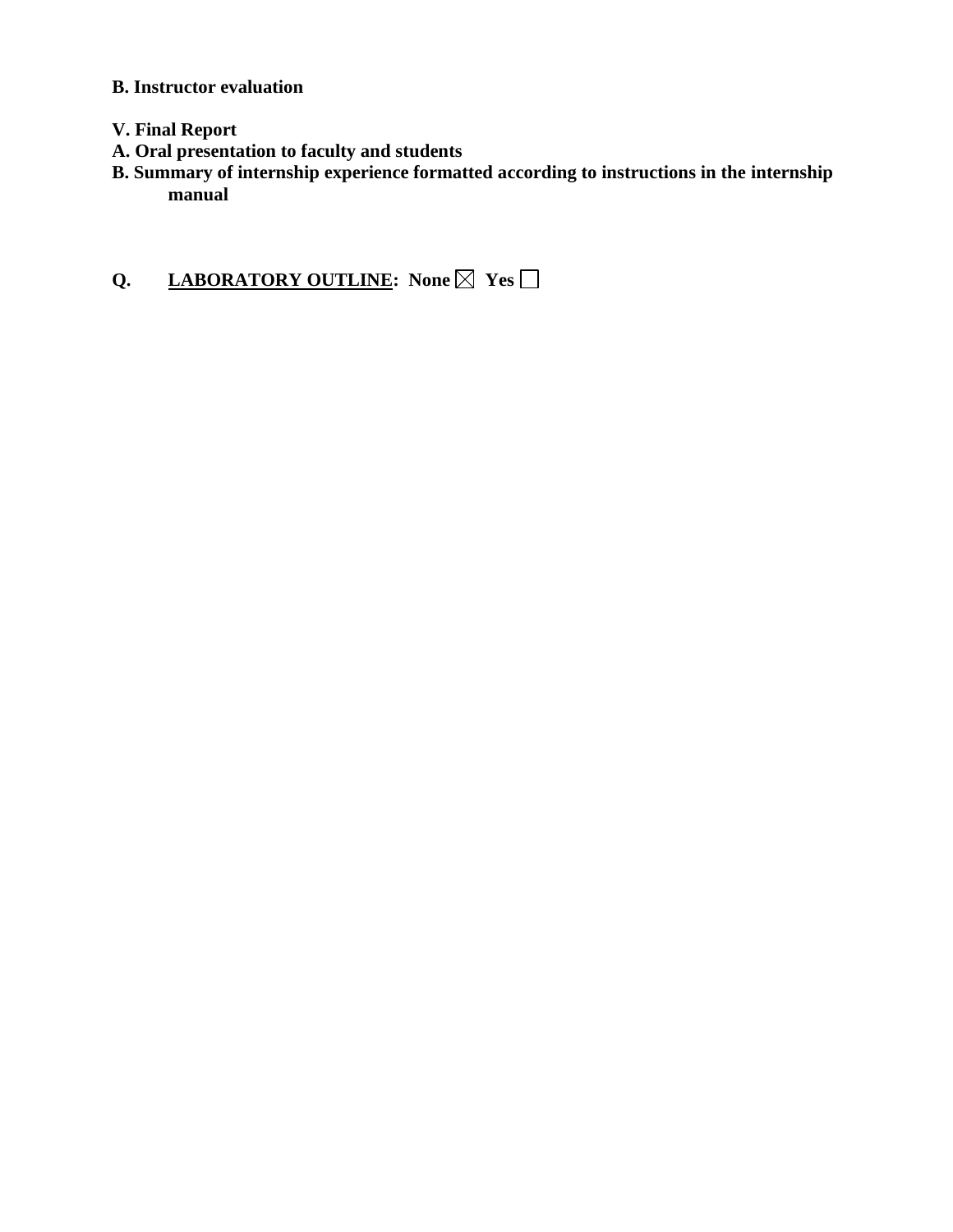**B. Instructor evaluation**

**V. Final Report**

**A. Oral presentation to faculty and students**

**B. Summary of internship experience formatted according to instructions in the internship manual**

**Q. LABORATORY OUTLINE: None ☒ Yes ☐**